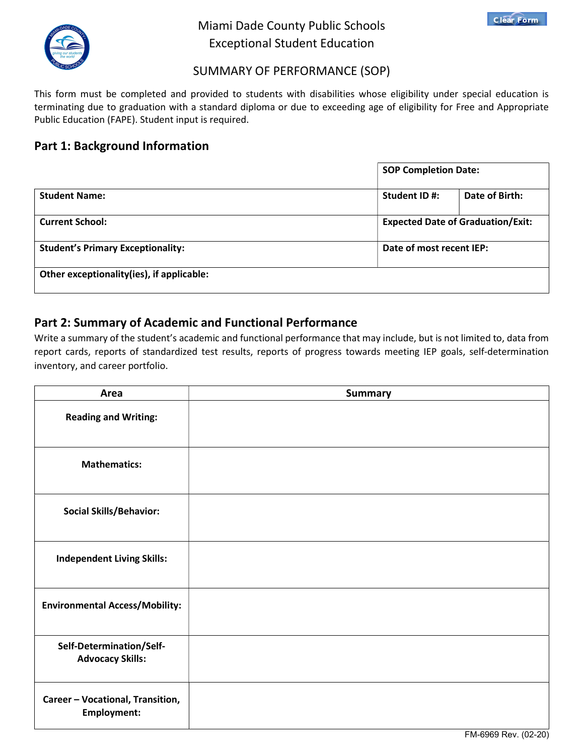Miami Dade County Public Schools
Exceptional Student Education

# SUMMARY OF PERFORMANCE (SOP)

This form must be completed and provided to students with disabilities whose eligibility under special education is terminating due to graduation with a standard diploma or due to exceeding age of eligibility for Free and Appropriate Public Education (FAPE). Student input is required.

## Part 1: Background Information

| | | |
|---|---|---|
| | **SOP Completion Date:** | |
| **Student Name:** | **Student ID #:** | **Date of Birth:** |
| **Current School:** | **Expected Date of Graduation/Exit:** | |
| **Student's Primary Exceptionality:** | **Date of most recent IEP:** | |
| **Other exceptionality(ies), if applicable:** | | |

## Part 2: Summary of Academic and Functional Performance

Write a summary of the student's academic and functional performance that may include, but is not limited to, data from report cards, reports of standardized test results, reports of progress towards meeting IEP goals, self-determination inventory, and career portfolio.

| Area | Summary |
|---|---|
| **Reading and Writing:** | |
| **Mathematics:** | |
| **Social Skills/Behavior:** | |
| **Independent Living Skills:** | |
| **Environmental Access/Mobility:** | |
| **Self-Determination/Self-Advocacy Skills:** | |
| **Career – Vocational, Transition, Employment:** | |

FM-6969 Rev. (02-20)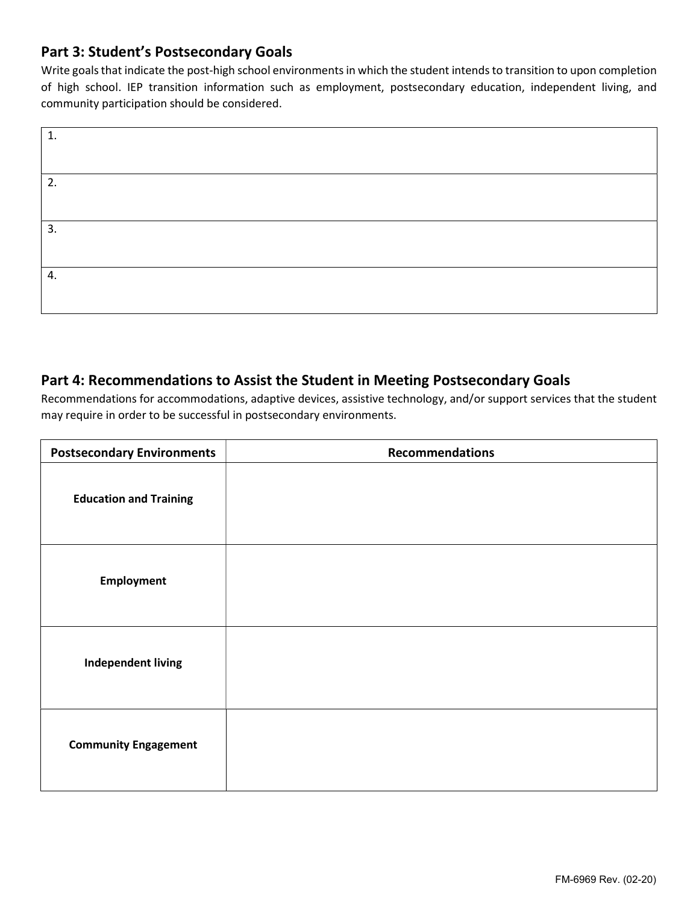## Part 3: Student's Postsecondary Goals

Write goals that indicate the post-high school environments in which the student intends to transition to upon completion of high school. IEP transition information such as employment, postsecondary education, independent living, and community participation should be considered.

| 1. |
|---|
| 2. |
| 3. |
| 4. |

## Part 4: Recommendations to Assist the Student in Meeting Postsecondary Goals

Recommendations for accommodations, adaptive devices, assistive technology, and/or support services that the student may require in order to be successful in postsecondary environments.

| Postsecondary Environments | Recommendations |
|---|---|
| **Education and Training** | |
| **Employment** | |
| **Independent living** | |
| **Community Engagement** | |

FM-6969 Rev. (02-20)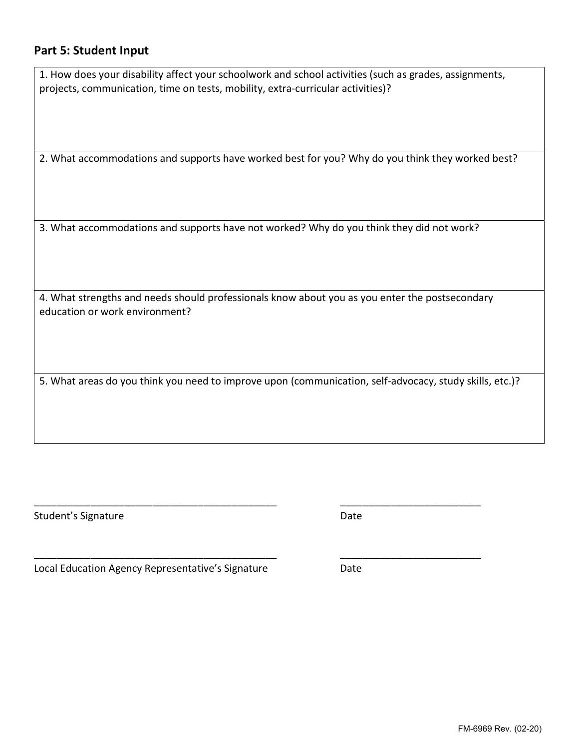## Part 5: Student Input

| |
|---|
| 1. How does your disability affect your schoolwork and school activities (such as grades, assignments, projects, communication, time on tests, mobility, extra-curricular activities)? |
| 2. What accommodations and supports have worked best for you? Why do you think they worked best? |
| 3. What accommodations and supports have not worked? Why do you think they did not work? |
| 4. What strengths and needs should professionals know about you as you enter the postsecondary education or work environment? |
| 5. What areas do you think you need to improve upon (communication, self-advocacy, study skills, etc.)? |

_____________________________________________ _________________________

Student's Signature Date

_____________________________________________ _________________________

Local Education Agency Representative's Signature Date

FM-6969 Rev. (02-20)